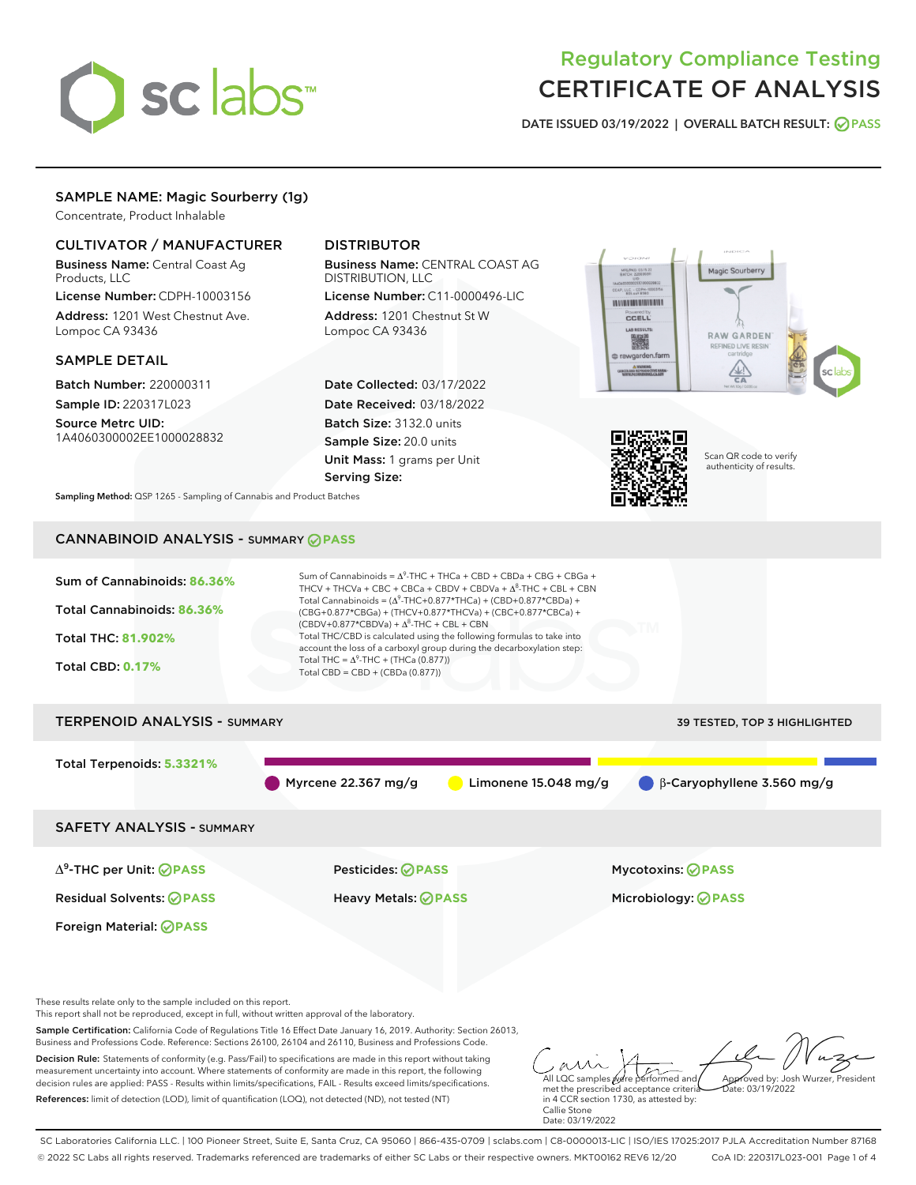# sc labs

## Regulatory Compliance Testing
## CERTIFICATE OF ANALYSIS

DATE ISSUED 03/19/2022 | OVERALL BATCH RESULT: PASS

### SAMPLE NAME: Magic Sourberry (1g)

Concentrate, Product Inhalable

### CULTIVATOR / MANUFACTURER

**Business Name:** Central Coast Ag Products, LLC

**License Number:** CDPH-10003156

**Address:** 1201 West Chestnut Ave. Lompoc CA 93436

### DISTRIBUTOR

**Business Name:** CENTRAL COAST AG DISTRIBUTION, LLC

**License Number:** C11-0000496-LIC

**Address:** 1201 Chestnut St W Lompoc CA 93436

### SAMPLE DETAIL

**Batch Number:** 220000311

**Sample ID:** 220317L023

**Source Metrc UID:** 1A4060300002EE1000028832

**Date Collected:** 03/17/2022

**Date Received:** 03/18/2022

**Batch Size:** 3132.0 units

**Sample Size:** 20.0 units

**Unit Mass:** 1 grams per Unit

**Serving Size:**

Scan QR code to verify authenticity of results.

**Sampling Method:** QSP 1265 - Sampling of Cannabis and Product Batches

## CANNABINOID ANALYSIS - SUMMARY PASS

**Sum of Cannabinoids:** 86.36%

**Total Cannabinoids:** 86.36%

**Total THC:** 81.902%

**Total CBD:** 0.17%

Sum of Cannabinoids = $\Delta^9$-THC + THCa + CBD + CBDa + CBG + CBGa + THCV + THCVa + CBC + CBCa + CBDV + CBDVa + $\Delta^8$-THC + CBL + CBN

Total Cannabinoids = ($\Delta^9$-THC+0.877*THCa) + (CBD+0.877*CBDa) + (CBG+0.877*CBGa) + (THCV+0.877*THCVa) + (CBC+0.877*CBCa) + (CBDV+0.877*CBDVa) + $\Delta^8$-THC + CBL + CBN

Total THC/CBD is calculated using the following formulas to take into account the loss of a carboxyl group during the decarboxylation step:

Total THC = $\Delta^9$-THC + (THCa (0.877))

Total CBD = CBD + (CBDa (0.877))

## TERPENOID ANALYSIS - SUMMARY

39 TESTED, TOP 3 HIGHLIGHTED

**Total Terpenoids:** 5.3321%

Myrcene 22.367 mg/g | Limonene 15.048 mg/g | β-Caryophyllene 3.560 mg/g

## SAFETY ANALYSIS - SUMMARY

| | | |
|---|---|---|
| $\Delta^9$-THC per Unit: PASS | Pesticides: PASS | Mycotoxins: PASS |
| Residual Solvents: PASS | Heavy Metals: PASS | Microbiology: PASS |
| Foreign Material: PASS | | |

These results relate only to the sample included on this report.
This report shall not be reproduced, except in full, without written approval of the laboratory.

**Sample Certification:** California Code of Regulations Title 16 Effect Date January 16, 2019. Authority: Section 26013, Business and Professions Code. Reference: Sections 26100, 26104 and 26110, Business and Professions Code.

**Decision Rule:** Statements of conformity (e.g. Pass/Fail) to specifications are made in this report without taking measurement uncertainty into account. Where statements of conformity are made in this report, the following decision rules are applied: PASS - Results within limits/specifications, FAIL - Results exceed limits/specifications.

**References:** limit of detection (LOD), limit of quantification (LOQ), not detected (ND), not tested (NT)

All LQC samples were performed and met the prescribed acceptance criteria in 4 CCR section 1730, as attested by: Callie Stone
Date: 03/19/2022

Approved by: Josh Wurzer, President
Date: 03/19/2022

SC Laboratories California LLC. | 100 Pioneer Street, Suite E, Santa Cruz, CA 95060 | 866-435-0709 | sclabs.com | C8-0000013-LIC | ISO/IES 17025:2017 PJLA Accreditation Number 87168
© 2022 SC Labs all rights reserved. Trademarks referenced are trademarks of either SC Labs or their respective owners. MKT00162 REV6 12/20 CoA ID: 220317L023-001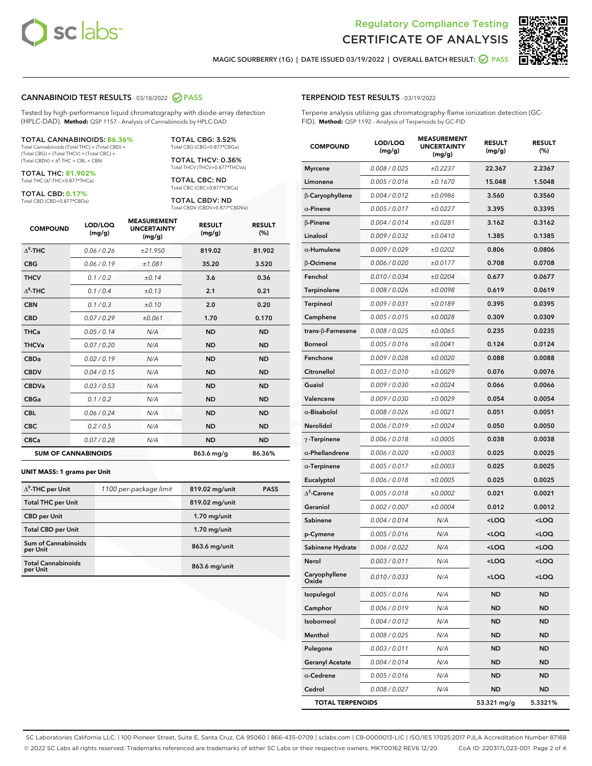Regulatory Compliance Testing
# CERTIFICATE OF ANALYSIS

MAGIC SOURBERRY (1G) | DATE ISSUED 03/19/2022 | OVERALL BATCH RESULT: PASS

## CANNABINOID TEST RESULTS - 03/18/2022 PASS

Tested by high-performance liquid chromatography with diode-array detection (HPLC-DAD). **Method:** QSP 1157 - Analysis of Cannabinoids by HPLC-DAD

**TOTAL CANNABINOIDS: 86.36%**
Total Cannabinoids (Total THC) + (Total CBD) + (Total CBG) + (Total THCV) + (Total CBC) + (Total CBDV) + $\Delta^8$-THC + CBL + CBN

**TOTAL THC: 81.902%**
Total THC ($\Delta^9$-THC+0.877*THCa)

**TOTAL CBD: 0.17%**
Total CBD (CBD+0.877*CBDa)

**TOTAL CBG: 3.52%**
Total CBG (CBG+0.877*CBGa)

**TOTAL THCV: 0.36%**
Total THCV (THCV+0.877*THCVa)

**TOTAL CBC: ND**
Total CBC (CBC+0.877*CBCa)

**TOTAL CBDV: ND**
Total CBDV (CBDV+0.877*CBDVa)

| COMPOUND | LOD/LOQ (mg/g) | MEASUREMENT UNCERTAINTY (mg/g) | RESULT (mg/g) | RESULT (%) |
|---|---|---|---|---|
| $\Delta^9$-THC | 0.06 / 0.26 | ±21.950 | 819.02 | 81.902 |
| CBG | 0.06 / 0.19 | ±1.081 | 35.20 | 3.520 |
| THCV | 0.1 / 0.2 | ±0.14 | 3.6 | 0.36 |
| $\Delta^8$-THC | 0.1 / 0.4 | ±0.13 | 2.1 | 0.21 |
| CBN | 0.1 / 0.3 | ±0.10 | 2.0 | 0.20 |
| CBD | 0.07 / 0.29 | ±0.061 | 1.70 | 0.170 |
| THCa | 0.05 / 0.14 | N/A | ND | ND |
| THCVa | 0.07 / 0.20 | N/A | ND | ND |
| CBDa | 0.02 / 0.19 | N/A | ND | ND |
| CBDV | 0.04 / 0.15 | N/A | ND | ND |
| CBDVa | 0.03 / 0.53 | N/A | ND | ND |
| CBGa | 0.1 / 0.2 | N/A | ND | ND |
| CBL | 0.06 / 0.24 | N/A | ND | ND |
| CBC | 0.2 / 0.5 | N/A | ND | ND |
| CBCa | 0.07 / 0.28 | N/A | ND | ND |
| **SUM OF CANNABINOIDS** | | | 863.6 mg/g | 86.36% |

**UNIT MASS: 1 grams per Unit**

| | | | |
|---|---|---|---|
| $\Delta^9$-THC per Unit | 1100 per-package limit | 819.02 mg/unit | PASS |
| Total THC per Unit | | 819.02 mg/unit | |
| CBD per Unit | | 1.70 mg/unit | |
| Total CBD per Unit | | 1.70 mg/unit | |
| Sum of Cannabinoids per Unit | | 863.6 mg/unit | |
| Total Cannabinoids per Unit | | 863.6 mg/unit | |

## TERPENOID TEST RESULTS - 03/19/2022

Terpene analysis utilizing gas chromatography-flame ionization detection (GC-FID). **Method:** QSP 1192 - Analysis of Terpenoids by GC-FID

| COMPOUND | LOD/LOQ (mg/g) | MEASUREMENT UNCERTAINTY (mg/g) | RESULT (mg/g) | RESULT (%) |
|---|---|---|---|---|
| Myrcene | 0.008 / 0.025 | ±0.2237 | 22.367 | 2.2367 |
| Limonene | 0.005 / 0.016 | ±0.1670 | 15.048 | 1.5048 |
| β-Caryophyllene | 0.004 / 0.012 | ±0.0986 | 3.560 | 0.3560 |
| α-Pinene | 0.005 / 0.017 | ±0.0227 | 3.395 | 0.3395 |
| β-Pinene | 0.004 / 0.014 | ±0.0281 | 3.162 | 0.3162 |
| Linalool | 0.009 / 0.032 | ±0.0410 | 1.385 | 0.1385 |
| α-Humulene | 0.009 / 0.029 | ±0.0202 | 0.806 | 0.0806 |
| β-Ocimene | 0.006 / 0.020 | ±0.0177 | 0.708 | 0.0708 |
| Fenchol | 0.010 / 0.034 | ±0.0204 | 0.677 | 0.0677 |
| Terpinolene | 0.008 / 0.026 | ±0.0098 | 0.619 | 0.0619 |
| Terpineol | 0.009 / 0.031 | ±0.0189 | 0.395 | 0.0395 |
| Camphene | 0.005 / 0.015 | ±0.0028 | 0.309 | 0.0309 |
| trans-β-Farnesene | 0.008 / 0.025 | ±0.0065 | 0.235 | 0.0235 |
| Borneol | 0.005 / 0.016 | ±0.0041 | 0.124 | 0.0124 |
| Fenchone | 0.009 / 0.028 | ±0.0020 | 0.088 | 0.0088 |
| Citronellol | 0.003 / 0.010 | ±0.0029 | 0.076 | 0.0076 |
| Guaiol | 0.009 / 0.030 | ±0.0024 | 0.066 | 0.0066 |
| Valencene | 0.009 / 0.030 | ±0.0029 | 0.054 | 0.0054 |
| α-Bisabolol | 0.008 / 0.026 | ±0.0021 | 0.051 | 0.0051 |
| Nerolidol | 0.006 / 0.019 | ±0.0024 | 0.050 | 0.0050 |
| γ-Terpinene | 0.006 / 0.018 | ±0.0005 | 0.038 | 0.0038 |
| α-Phellandrene | 0.006 / 0.020 | ±0.0003 | 0.025 | 0.0025 |
| α-Terpinene | 0.005 / 0.017 | ±0.0003 | 0.025 | 0.0025 |
| Eucalyptol | 0.006 / 0.018 | ±0.0005 | 0.025 | 0.0025 |
| $\Delta^3$-Carene | 0.005 / 0.018 | ±0.0002 | 0.021 | 0.0021 |
| Geraniol | 0.002 / 0.007 | ±0.0004 | 0.012 | 0.0012 |
| Sabinene | 0.004 / 0.014 | N/A | <LOQ | <LOQ |
| p-Cymene | 0.005 / 0.016 | N/A | <LOQ | <LOQ |
| Sabinene Hydrate | 0.006 / 0.022 | N/A | <LOQ | <LOQ |
| Nerol | 0.003 / 0.011 | N/A | <LOQ | <LOQ |
| Caryophyllene Oxide | 0.010 / 0.033 | N/A | <LOQ | <LOQ |
| Isopulegol | 0.005 / 0.016 | N/A | ND | ND |
| Camphor | 0.006 / 0.019 | N/A | ND | ND |
| Isoborneol | 0.004 / 0.012 | N/A | ND | ND |
| Menthol | 0.008 / 0.025 | N/A | ND | ND |
| Pulegone | 0.003 / 0.011 | N/A | ND | ND |
| Geranyl Acetate | 0.004 / 0.014 | N/A | ND | ND |
| α-Cedrene | 0.005 / 0.016 | N/A | ND | ND |
| Cedrol | 0.008 / 0.027 | N/A | ND | ND |
| **TOTAL TERPENOIDS** | | | 53.321 mg/g | 5.3321% |

SC Laboratories California LLC. | 100 Pioneer Street, Suite E, Santa Cruz, CA 95060 | 866-435-0709 | sclabs.com | C8-0000013-LIC | ISO/IES 17025:2017 PJLA Accreditation Number 87168
© 2022 SC Labs all rights reserved. Trademarks referenced are trademarks of either SC Labs or their respective owners. MKT00162 REV6 12/20 CoA ID: 220317L023-001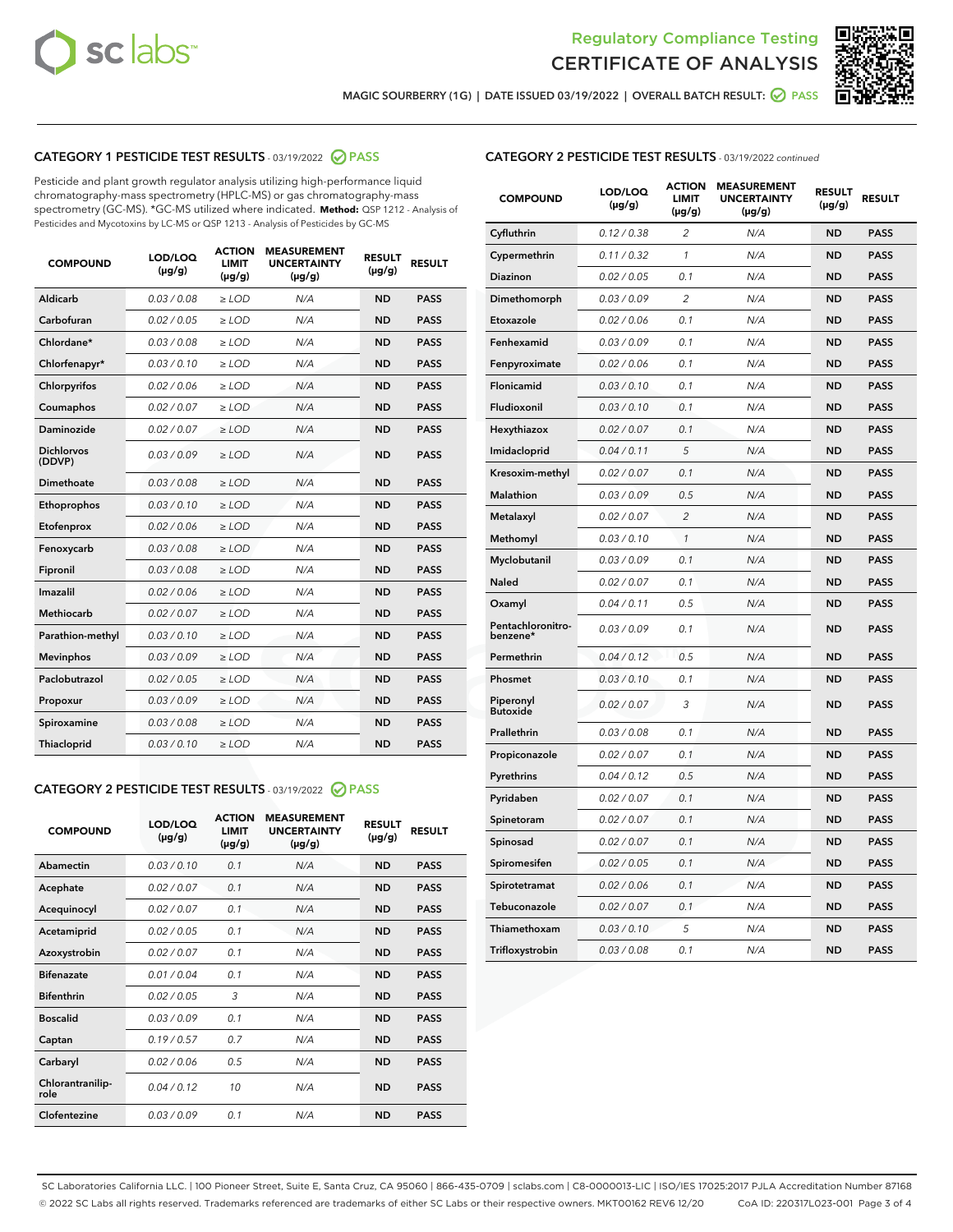Regulatory Compliance Testing
CERTIFICATE OF ANALYSIS

MAGIC SOURBERRY (1G) | DATE ISSUED 03/19/2022 | OVERALL BATCH RESULT: PASS

## CATEGORY 1 PESTICIDE TEST RESULTS - 03/19/2022 PASS

Pesticide and plant growth regulator analysis utilizing high-performance liquid chromatography-mass spectrometry (HPLC-MS) or gas chromatography-mass spectrometry (GC-MS). *GC-MS utilized where indicated. **Method:** QSP 1212 - Analysis of Pesticides and Mycotoxins by LC-MS or QSP 1213 - Analysis of Pesticides by GC-MS

| COMPOUND | LOD/LOQ (µg/g) | ACTION LIMIT (µg/g) | MEASUREMENT UNCERTAINTY (µg/g) | RESULT (µg/g) | RESULT |
|---|---|---|---|---|---|
| Aldicarb | 0.03 / 0.08 | ≥ LOD | N/A | ND | PASS |
| Carbofuran | 0.02 / 0.05 | ≥ LOD | N/A | ND | PASS |
| Chlordane* | 0.03 / 0.08 | ≥ LOD | N/A | ND | PASS |
| Chlorfenapyr* | 0.03 / 0.10 | ≥ LOD | N/A | ND | PASS |
| Chlorpyrifos | 0.02 / 0.06 | ≥ LOD | N/A | ND | PASS |
| Coumaphos | 0.02 / 0.07 | ≥ LOD | N/A | ND | PASS |
| Daminozide | 0.02 / 0.07 | ≥ LOD | N/A | ND | PASS |
| Dichlorvos (DDVP) | 0.03 / 0.09 | ≥ LOD | N/A | ND | PASS |
| Dimethoate | 0.03 / 0.08 | ≥ LOD | N/A | ND | PASS |
| Ethoprophos | 0.03 / 0.10 | ≥ LOD | N/A | ND | PASS |
| Etofenprox | 0.02 / 0.06 | ≥ LOD | N/A | ND | PASS |
| Fenoxycarb | 0.03 / 0.08 | ≥ LOD | N/A | ND | PASS |
| Fipronil | 0.03 / 0.08 | ≥ LOD | N/A | ND | PASS |
| Imazalil | 0.02 / 0.06 | ≥ LOD | N/A | ND | PASS |
| Methiocarb | 0.02 / 0.07 | ≥ LOD | N/A | ND | PASS |
| Parathion-methyl | 0.03 / 0.10 | ≥ LOD | N/A | ND | PASS |
| Mevinphos | 0.03 / 0.09 | ≥ LOD | N/A | ND | PASS |
| Paclobutrazol | 0.02 / 0.05 | ≥ LOD | N/A | ND | PASS |
| Propoxur | 0.03 / 0.09 | ≥ LOD | N/A | ND | PASS |
| Spiroxamine | 0.03 / 0.08 | ≥ LOD | N/A | ND | PASS |
| Thiacloprid | 0.03 / 0.10 | ≥ LOD | N/A | ND | PASS |

## CATEGORY 2 PESTICIDE TEST RESULTS - 03/19/2022 PASS

| COMPOUND | LOD/LOQ (µg/g) | ACTION LIMIT (µg/g) | MEASUREMENT UNCERTAINTY (µg/g) | RESULT (µg/g) | RESULT |
|---|---|---|---|---|---|
| Abamectin | 0.03 / 0.10 | 0.1 | N/A | ND | PASS |
| Acephate | 0.02 / 0.07 | 0.1 | N/A | ND | PASS |
| Acequinocyl | 0.02 / 0.07 | 0.1 | N/A | ND | PASS |
| Acetamiprid | 0.02 / 0.05 | 0.1 | N/A | ND | PASS |
| Azoxystrobin | 0.02 / 0.07 | 0.1 | N/A | ND | PASS |
| Bifenazate | 0.01 / 0.04 | 0.1 | N/A | ND | PASS |
| Bifenthrin | 0.02 / 0.05 | 3 | N/A | ND | PASS |
| Boscalid | 0.03 / 0.09 | 0.1 | N/A | ND | PASS |
| Captan | 0.19 / 0.57 | 0.7 | N/A | ND | PASS |
| Carbaryl | 0.02 / 0.06 | 0.5 | N/A | ND | PASS |
| Chlorantraniliprole | 0.04 / 0.12 | 10 | N/A | ND | PASS |
| Clofentezine | 0.03 / 0.09 | 0.1 | N/A | ND | PASS |
| Cyfluthrin | 0.12 / 0.38 | 2 | N/A | ND | PASS |
| Cypermethrin | 0.11 / 0.32 | 1 | N/A | ND | PASS |
| Diazinon | 0.02 / 0.05 | 0.1 | N/A | ND | PASS |
| Dimethomorph | 0.03 / 0.09 | 2 | N/A | ND | PASS |
| Etoxazole | 0.02 / 0.06 | 0.1 | N/A | ND | PASS |
| Fenhexamid | 0.03 / 0.09 | 0.1 | N/A | ND | PASS |
| Fenpyroximate | 0.02 / 0.06 | 0.1 | N/A | ND | PASS |
| Flonicamid | 0.03 / 0.10 | 0.1 | N/A | ND | PASS |
| Fludioxonil | 0.03 / 0.10 | 0.1 | N/A | ND | PASS |
| Hexythiazox | 0.02 / 0.07 | 0.1 | N/A | ND | PASS |
| Imidacloprid | 0.04 / 0.11 | 5 | N/A | ND | PASS |
| Kresoxim-methyl | 0.02 / 0.07 | 0.1 | N/A | ND | PASS |
| Malathion | 0.03 / 0.09 | 0.5 | N/A | ND | PASS |
| Metalaxyl | 0.02 / 0.07 | 2 | N/A | ND | PASS |
| Methomyl | 0.03 / 0.10 | 1 | N/A | ND | PASS |
| Myclobutanil | 0.03 / 0.09 | 0.1 | N/A | ND | PASS |
| Naled | 0.02 / 0.07 | 0.1 | N/A | ND | PASS |
| Oxamyl | 0.04 / 0.11 | 0.5 | N/A | ND | PASS |
| Pentachloronitrobenzene* | 0.03 / 0.09 | 0.1 | N/A | ND | PASS |
| Permethrin | 0.04 / 0.12 | 0.5 | N/A | ND | PASS |
| Phosmet | 0.03 / 0.10 | 0.1 | N/A | ND | PASS |
| Piperonyl Butoxide | 0.02 / 0.07 | 3 | N/A | ND | PASS |
| Prallethrin | 0.03 / 0.08 | 0.1 | N/A | ND | PASS |
| Propiconazole | 0.02 / 0.07 | 0.1 | N/A | ND | PASS |
| Pyrethrins | 0.04 / 0.12 | 0.5 | N/A | ND | PASS |
| Pyridaben | 0.02 / 0.07 | 0.1 | N/A | ND | PASS |
| Spinetoram | 0.02 / 0.07 | 0.1 | N/A | ND | PASS |
| Spinosad | 0.02 / 0.07 | 0.1 | N/A | ND | PASS |
| Spiromesifen | 0.02 / 0.05 | 0.1 | N/A | ND | PASS |
| Spirotetramat | 0.02 / 0.06 | 0.1 | N/A | ND | PASS |
| Tebuconazole | 0.02 / 0.07 | 0.1 | N/A | ND | PASS |
| Thiamethoxam | 0.03 / 0.10 | 5 | N/A | ND | PASS |
| Trifloxystrobin | 0.03 / 0.08 | 0.1 | N/A | ND | PASS |

SC Laboratories California LLC. | 100 Pioneer Street, Suite E, Santa Cruz, CA 95060 | 866-435-0709 | sclabs.com | C8-0000013-LIC | ISO/IES 17025:2017 PJLA Accreditation Number 87168
© 2022 SC Labs all rights reserved. Trademarks referenced are trademarks of either SC Labs or their respective owners. MKT00162 REV6 12/20 CoA ID: 220317L023-001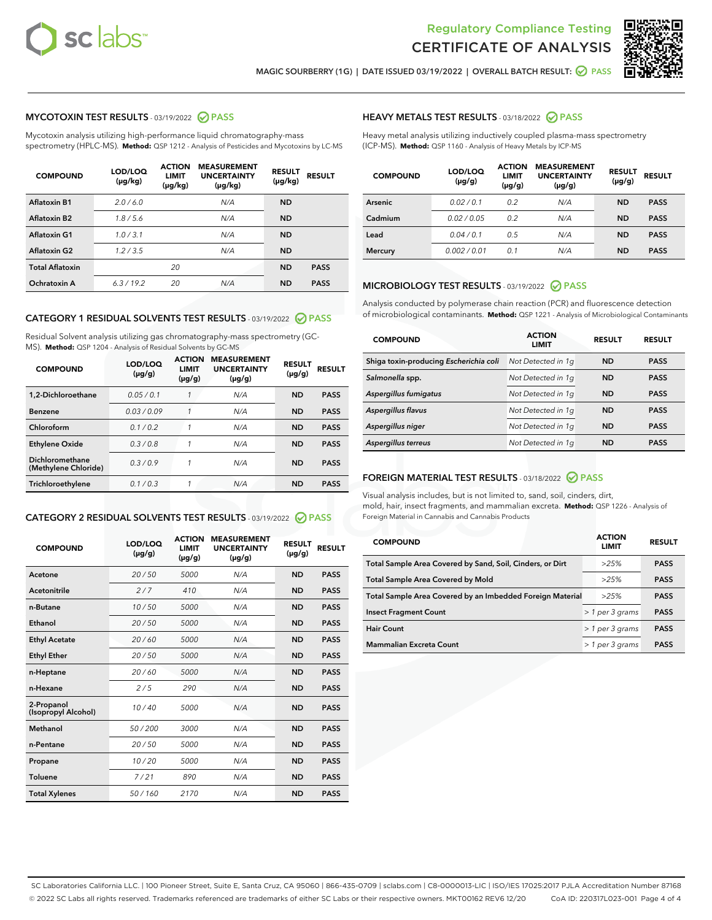Regulatory Compliance Testing
# CERTIFICATE OF ANALYSIS

MAGIC SOURBERRY (1G) | DATE ISSUED 03/19/2022 | OVERALL BATCH RESULT: PASS

## MYCOTOXIN TEST RESULTS - 03/19/2022 PASS

Mycotoxin analysis utilizing high-performance liquid chromatography-mass spectrometry (HPLC-MS). **Method:** QSP 1212 - Analysis of Pesticides and Mycotoxins by LC-MS

| COMPOUND | LOD/LOQ (µg/kg) | ACTION LIMIT (µg/kg) | MEASUREMENT UNCERTAINTY (µg/kg) | RESULT (µg/kg) | RESULT |
|---|---|---|---|---|---|
| Aflatoxin B1 | 2.0 / 6.0 | | N/A | ND | |
| Aflatoxin B2 | 1.8 / 5.6 | | N/A | ND | |
| Aflatoxin G1 | 1.0 / 3.1 | | N/A | ND | |
| Aflatoxin G2 | 1.2 / 3.5 | | N/A | ND | |
| Total Aflatoxin | | 20 | | ND | PASS |
| Ochratoxin A | 6.3 / 19.2 | 20 | N/A | ND | PASS |

## CATEGORY 1 RESIDUAL SOLVENTS TEST RESULTS - 03/19/2022 PASS

Residual Solvent analysis utilizing gas chromatography-mass spectrometry (GC-MS). **Method:** QSP 1204 - Analysis of Residual Solvents by GC-MS

| COMPOUND | LOD/LOQ (µg/g) | ACTION LIMIT (µg/g) | MEASUREMENT UNCERTAINTY (µg/g) | RESULT (µg/g) | RESULT |
|---|---|---|---|---|---|
| 1,2-Dichloroethane | 0.05 / 0.1 | 1 | N/A | ND | PASS |
| Benzene | 0.03 / 0.09 | 1 | N/A | ND | PASS |
| Chloroform | 0.1 / 0.2 | 1 | N/A | ND | PASS |
| Ethylene Oxide | 0.3 / 0.8 | 1 | N/A | ND | PASS |
| Dichloromethane (Methylene Chloride) | 0.3 / 0.9 | 1 | N/A | ND | PASS |
| Trichloroethylene | 0.1 / 0.3 | 1 | N/A | ND | PASS |

## CATEGORY 2 RESIDUAL SOLVENTS TEST RESULTS - 03/19/2022 PASS

| COMPOUND | LOD/LOQ (µg/g) | ACTION LIMIT (µg/g) | MEASUREMENT UNCERTAINTY (µg/g) | RESULT (µg/g) | RESULT |
|---|---|---|---|---|---|
| Acetone | 20 / 50 | 5000 | N/A | ND | PASS |
| Acetonitrile | 2 / 7 | 410 | N/A | ND | PASS |
| n-Butane | 10 / 50 | 5000 | N/A | ND | PASS |
| Ethanol | 20 / 50 | 5000 | N/A | ND | PASS |
| Ethyl Acetate | 20 / 60 | 5000 | N/A | ND | PASS |
| Ethyl Ether | 20 / 50 | 5000 | N/A | ND | PASS |
| n-Heptane | 20 / 60 | 5000 | N/A | ND | PASS |
| n-Hexane | 2 / 5 | 290 | N/A | ND | PASS |
| 2-Propanol (Isopropyl Alcohol) | 10 / 40 | 5000 | N/A | ND | PASS |
| Methanol | 50 / 200 | 3000 | N/A | ND | PASS |
| n-Pentane | 20 / 50 | 5000 | N/A | ND | PASS |
| Propane | 10 / 20 | 5000 | N/A | ND | PASS |
| Toluene | 7 / 21 | 890 | N/A | ND | PASS |
| Total Xylenes | 50 / 160 | 2170 | N/A | ND | PASS |

## HEAVY METALS TEST RESULTS - 03/18/2022 PASS

Heavy metal analysis utilizing inductively coupled plasma-mass spectrometry (ICP-MS). **Method:** QSP 1160 - Analysis of Heavy Metals by ICP-MS

| COMPOUND | LOD/LOQ (µg/g) | ACTION LIMIT (µg/g) | MEASUREMENT UNCERTAINTY (µg/g) | RESULT (µg/g) | RESULT |
|---|---|---|---|---|---|
| Arsenic | 0.02 / 0.1 | 0.2 | N/A | ND | PASS |
| Cadmium | 0.02 / 0.05 | 0.2 | N/A | ND | PASS |
| Lead | 0.04 / 0.1 | 0.5 | N/A | ND | PASS |
| Mercury | 0.002 / 0.01 | 0.1 | N/A | ND | PASS |

## MICROBIOLOGY TEST RESULTS - 03/19/2022 PASS

Analysis conducted by polymerase chain reaction (PCR) and fluorescence detection of microbiological contaminants. **Method:** QSP 1221 - Analysis of Microbiological Contaminants

| COMPOUND | ACTION LIMIT | RESULT | RESULT |
|---|---|---|---|
| Shiga toxin-producing *Escherichia coli* | Not Detected in 1g | ND | PASS |
| *Salmonella* spp. | Not Detected in 1g | ND | PASS |
| *Aspergillus fumigatus* | Not Detected in 1g | ND | PASS |
| *Aspergillus flavus* | Not Detected in 1g | ND | PASS |
| *Aspergillus niger* | Not Detected in 1g | ND | PASS |
| *Aspergillus terreus* | Not Detected in 1g | ND | PASS |

## FOREIGN MATERIAL TEST RESULTS - 03/18/2022 PASS

Visual analysis includes, but is not limited to, sand, soil, cinders, dirt, mold, hair, insect fragments, and mammalian excreta. **Method:** QSP 1226 - Analysis of Foreign Material in Cannabis and Cannabis Products

| COMPOUND | ACTION LIMIT | RESULT |
|---|---|---|
| Total Sample Area Covered by Sand, Soil, Cinders, or Dirt | >25% | PASS |
| Total Sample Area Covered by Mold | >25% | PASS |
| Total Sample Area Covered by an Imbedded Foreign Material | >25% | PASS |
| Insect Fragment Count | > 1 per 3 grams | PASS |
| Hair Count | > 1 per 3 grams | PASS |
| Mammalian Excreta Count | > 1 per 3 grams | PASS |

SC Laboratories California LLC. | 100 Pioneer Street, Suite E, Santa Cruz, CA 95060 | 866-435-0709 | sclabs.com | C8-0000013-LIC | ISO/IES 17025:2017 PJLA Accreditation Number 87168
© 2022 SC Labs all rights reserved. Trademarks referenced are trademarks of either SC Labs or their respective owners. MKT00162 REV6 12/20 CoA ID: 220317L023-001